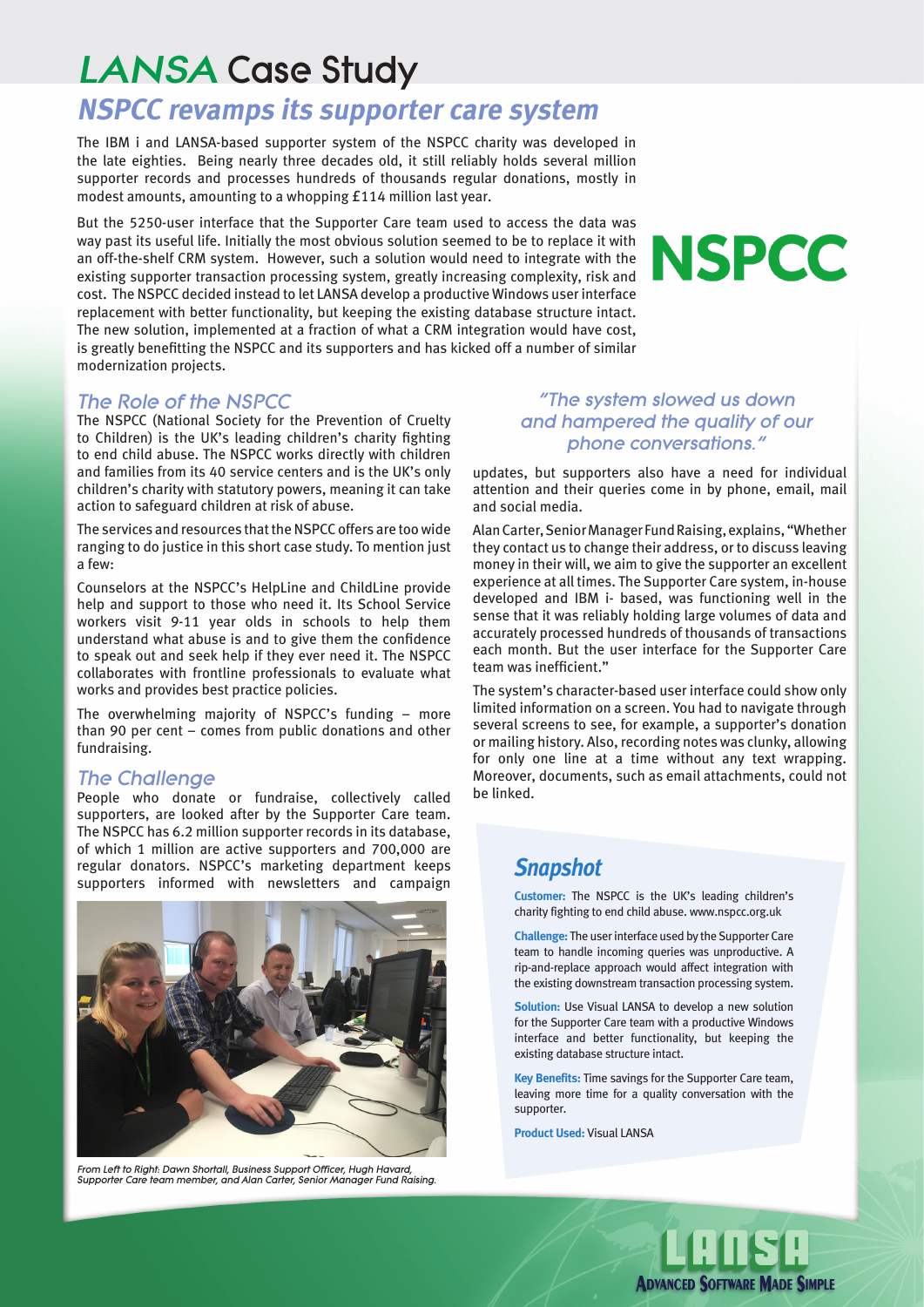# LANSA Case Study

## NSPCC revamps its supporter care system

The IBM i and LANSA-based supporter system of the NSPCC charity was developed in the late eighties. Being nearly three decades old, it still reliably holds several million supporter records and processes hundreds of thousands regular donations, mostly in modest amounts, amounting to a whopping £114 million last year.

But the 5250-user interface that the Supporter Care team used to access the data was way past its useful life. Initially the most obvious solution seemed to be to replace it with an off-the-shelf CRM system. However, such a solution would need to integrate with the existing supporter transaction processing system, greatly increasing complexity, risk and cost. The NSPCC decided instead to let LANSA develop a productive Windows user interface replacement with better functionality, but keeping the existing database structure intact. The new solution, implemented at a fraction of what a CRM integration would have cost, is greatly benefitting the NSPCC and its supporters and has kicked off a number of similar modernization projects.

NSPCC

### The Role of the NSPCC

The NSPCC (National Society for the Prevention of Cruelty to Children) is the UK's leading children's charity fighting to end child abuse. The NSPCC works directly with children and families from its 40 service centers and is the UK's only children's charity with statutory powers, meaning it can take action to safeguard children at risk of abuse.

The services and resources that the NSPCC offers are too wide ranging to do justice in this short case study. To mention just a few:

Counselors at the NSPCC's HelpLine and ChildLine provide help and support to those who need it. Its School Service workers visit 9-11 year olds in schools to help them understand what abuse is and to give them the confidence to speak out and seek help if they ever need it. The NSPCC collaborates with frontline professionals to evaluate what works and provides best practice policies.

The overwhelming majority of NSPCC's funding – more than 90 per cent – comes from public donations and other fundraising.

### The Challenge

People who donate or fundraise, collectively called supporters, are looked after by the Supporter Care team. The NSPCC has 6.2 million supporter records in its database, of which 1 million are active supporters and 700,000 are regular donators. NSPCC's marketing department keeps supporters informed with newsletters and campaign updates, but supporters also have a need for individual attention and their queries come in by phone, email, mail and social media.

*From Left to Right: Dawn Shortall, Business Support Officer, Hugh Havard, Supporter Care team member, and Alan Carter, Senior Manager Fund Raising.*

*"The system slowed us down and hampered the quality of our phone conversations."*

Alan Carter, Senior Manager Fund Raising, explains, "Whether they contact us to change their address, or to discuss leaving money in their will, we aim to give the supporter an excellent experience at all times. The Supporter Care system, in-house developed and IBM i- based, was functioning well in the sense that it was reliably holding large volumes of data and accurately processed hundreds of thousands of transactions each month. But the user interface for the Supporter Care team was inefficient."

The system's character-based user interface could show only limited information on a screen. You had to navigate through several screens to see, for example, a supporter's donation or mailing history. Also, recording notes was clunky, allowing for only one line at a time without any text wrapping. Moreover, documents, such as email attachments, could not be linked.

### Snapshot

**Customer:** The NSPCC is the UK's leading children's charity fighting to end child abuse. www.nspcc.org.uk

**Challenge:** The user interface used by the Supporter Care team to handle incoming queries was unproductive. A rip-and-replace approach would affect integration with the existing downstream transaction processing system.

**Solution:** Use Visual LANSA to develop a new solution for the Supporter Care team with a productive Windows interface and better functionality, but keeping the existing database structure intact.

**Key Benefits:** Time savings for the Supporter Care team, leaving more time for a quality conversation with the supporter.

**Product Used:** Visual LANSA

LANSA
ADVANCED SOFTWARE MADE SIMPLE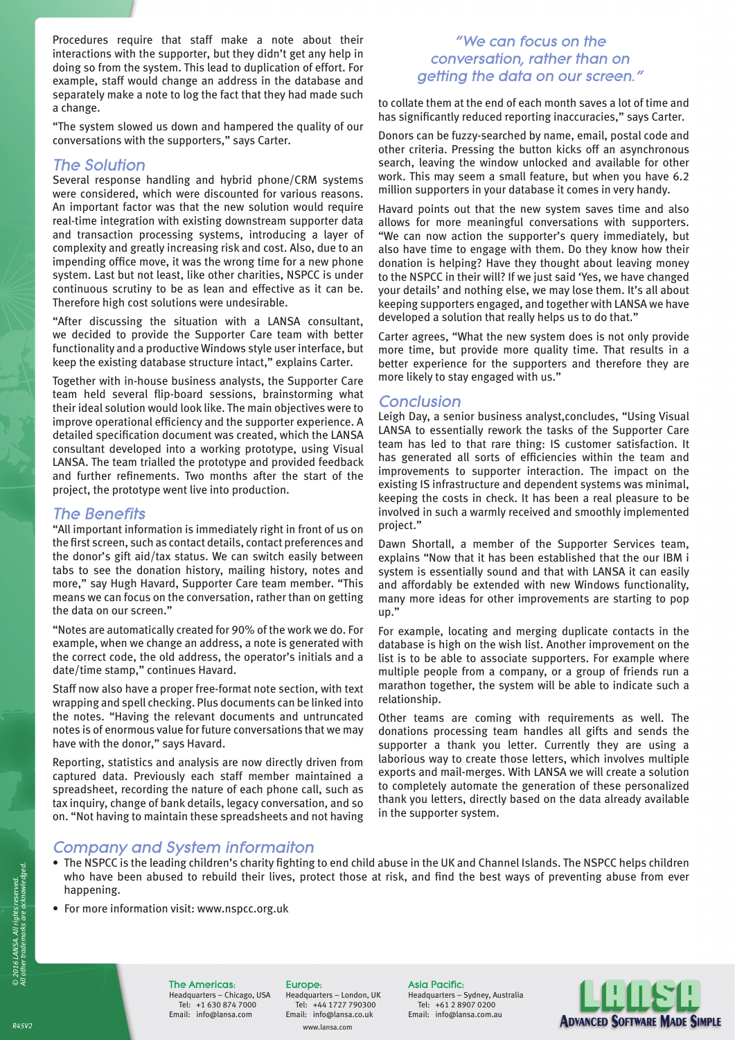Procedures require that staff make a note about their interactions with the supporter, but they didn't get any help in doing so from the system. This lead to duplication of effort. For example, staff would change an address in the database and separately make a note to log the fact that they had made such a change.

"The system slowed us down and hampered the quality of our conversations with the supporters," says Carter.

## The Solution

Several response handling and hybrid phone/CRM systems were considered, which were discounted for various reasons. An important factor was that the new solution would require real-time integration with existing downstream supporter data and transaction processing systems, introducing a layer of complexity and greatly increasing risk and cost. Also, due to an impending office move, it was the wrong time for a new phone system. Last but not least, like other charities, NSPCC is under continuous scrutiny to be as lean and effective as it can be. Therefore high cost solutions were undesirable.

"After discussing the situation with a LANSA consultant, we decided to provide the Supporter Care team with better functionality and a productive Windows style user interface, but keep the existing database structure intact," explains Carter.

Together with in-house business analysts, the Supporter Care team held several flip-board sessions, brainstorming what their ideal solution would look like. The main objectives were to improve operational efficiency and the supporter experience. A detailed specification document was created, which the LANSA consultant developed into a working prototype, using Visual LANSA. The team trialled the prototype and provided feedback and further refinements. Two months after the start of the project, the prototype went live into production.

## The Benefits

"All important information is immediately right in front of us on the first screen, such as contact details, contact preferences and the donor's gift aid/tax status. We can switch easily between tabs to see the donation history, mailing history, notes and more," say Hugh Havard, Supporter Care team member. "This means we can focus on the conversation, rather than on getting the data on our screen."

"Notes are automatically created for 90% of the work we do. For example, when we change an address, a note is generated with the correct code, the old address, the operator's initials and a date/time stamp," continues Havard.

Staff now also have a proper free-format note section, with text wrapping and spell checking. Plus documents can be linked into the notes. "Having the relevant documents and untruncated notes is of enormous value for future conversations that we may have with the donor," says Havard.

Reporting, statistics and analysis are now directly driven from captured data. Previously each staff member maintained a spreadsheet, recording the nature of each phone call, such as tax inquiry, change of bank details, legacy conversation, and so on. "Not having to maintain these spreadsheets and not having to collate them at the end of each month saves a lot of time and has significantly reduced reporting inaccuracies," says Carter.

*"We can focus on the conversation, rather than on getting the data on our screen."*

Donors can be fuzzy-searched by name, email, postal code and other criteria. Pressing the button kicks off an asynchronous search, leaving the window unlocked and available for other work. This may seem a small feature, but when you have 6.2 million supporters in your database it comes in very handy.

Havard points out that the new system saves time and also allows for more meaningful conversations with supporters. "We can now action the supporter's query immediately, but also have time to engage with them. Do they know how their donation is helping? Have they thought about leaving money to the NSPCC in their will? If we just said 'Yes, we have changed your details' and nothing else, we may lose them. It's all about keeping supporters engaged, and together with LANSA we have developed a solution that really helps us to do that."

Carter agrees, "What the new system does is not only provide more time, but provide more quality time. That results in a better experience for the supporters and therefore they are more likely to stay engaged with us."

## Conclusion

Leigh Day, a senior business analyst,concludes, "Using Visual LANSA to essentially rework the tasks of the Supporter Care team has led to that rare thing: IS customer satisfaction. It has generated all sorts of efficiencies within the team and improvements to supporter interaction. The impact on the existing IS infrastructure and dependent systems was minimal, keeping the costs in check. It has been a real pleasure to be involved in such a warmly received and smoothly implemented project."

Dawn Shortall, a member of the Supporter Services team, explains "Now that it has been established that the our IBM i system is essentially sound and that with LANSA it can easily and affordably be extended with new Windows functionality, many more ideas for other improvements are starting to pop up."

For example, locating and merging duplicate contacts in the database is high on the wish list. Another improvement on the list is to be able to associate supporters. For example where multiple people from a company, or a group of friends run a marathon together, the system will be able to indicate such a relationship.

Other teams are coming with requirements as well. The donations processing team handles all gifts and sends the supporter a thank you letter. Currently they are using a laborious way to create those letters, which involves multiple exports and mail-merges. With LANSA we will create a solution to completely automate the generation of these personalized thank you letters, directly based on the data already available in the supporter system.

## Company and System informaiton

- The NSPCC is the leading children's charity fighting to end child abuse in the UK and Channel Islands. The NSPCC helps children who have been abused to rebuild their lives, protect those at risk, and find the best ways of preventing abuse from ever happening.
- For more information visit: www.nspcc.org.uk

**The Americas:**
Headquarters – Chicago, USA
Tel: +1 630 874 7000
Email: info@lansa.com

**Europe:**
Headquarters – London, UK
Tel: +44 1727 790300
Email: info@lansa.co.uk

**Asia Pacific:**
Headquarters – Sydney, Australia
Tel: +61 2 8907 0200
Email: info@lansa.com.au

www.lansa.com

LANSA – Advanced Software Made Simple

© 2016 LANSA. All rights reserved. All other trademarks are acknowledged.

R45V2